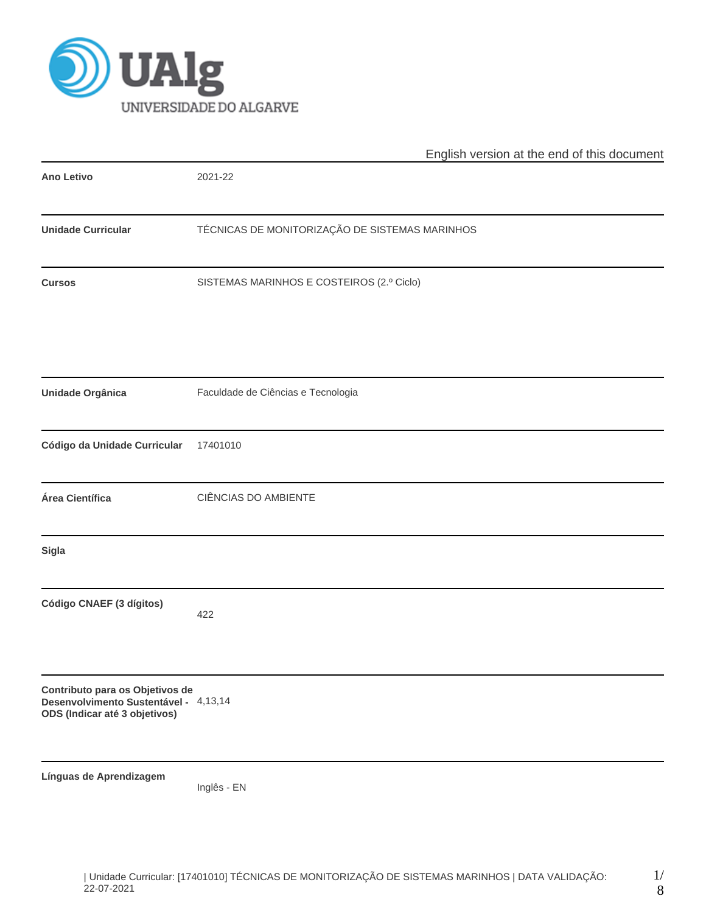English version at the end of this document

| | |
|---|---|
| **Ano Letivo** | 2021-22 |
| **Unidade Curricular** | TÉCNICAS DE MONITORIZAÇÃO DE SISTEMAS MARINHOS |
| **Cursos** | SISTEMAS MARINHOS E COSTEIROS (2.º Ciclo) |
| **Unidade Orgânica** | Faculdade de Ciências e Tecnologia |
| **Código da Unidade Curricular** | 17401010 |
| **Área Científica** | CIÊNCIAS DO AMBIENTE |
| **Sigla** | |
| **Código CNAEF (3 dígitos)** | 422 |
| **Contributo para os Objetivos de Desenvolvimento Sustentável - ODS (Indicar até 3 objetivos)** | 4,13,14 |
| **Línguas de Aprendizagem** | Inglês - EN |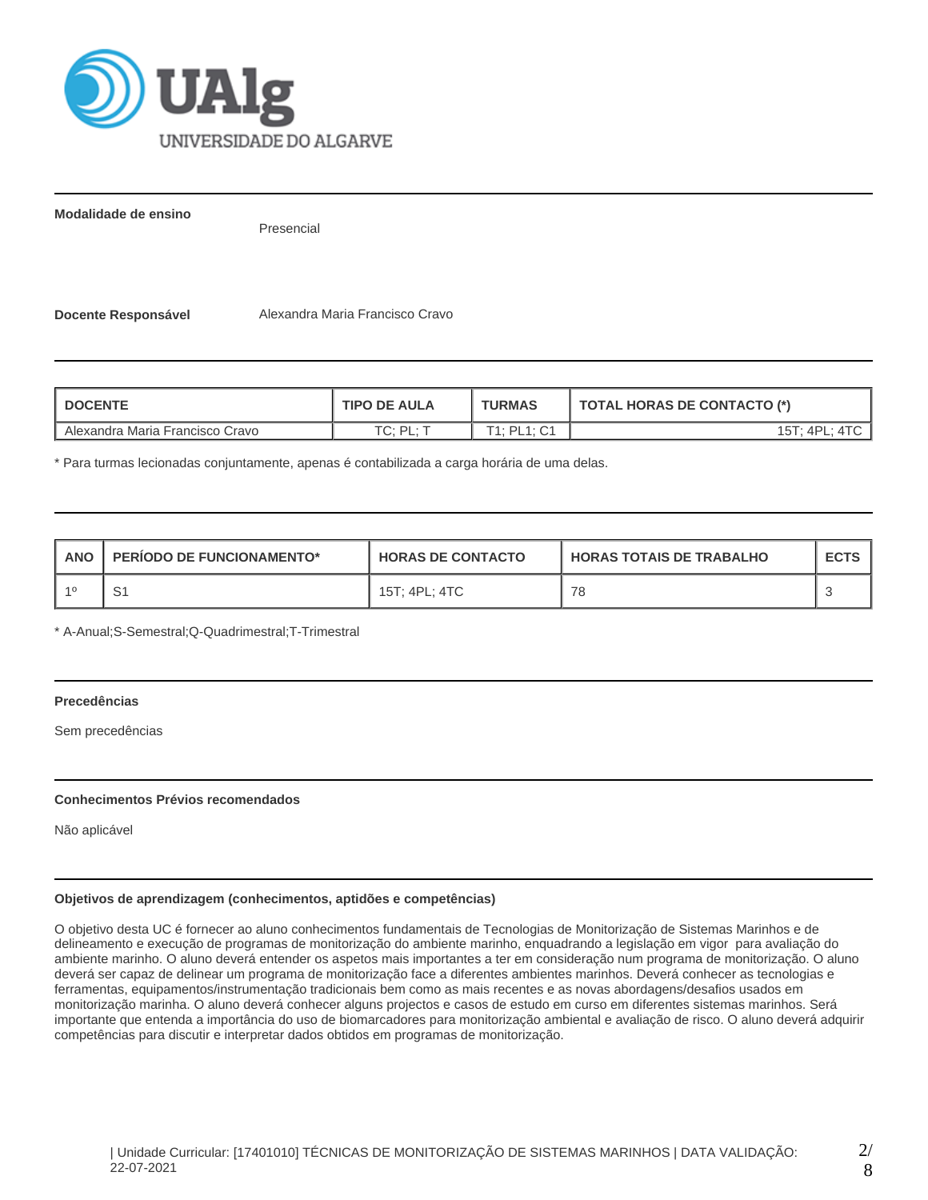**Modalidade de ensino**

Presencial

**Docente Responsável** Alexandra Maria Francisco Cravo

| DOCENTE | TIPO DE AULA | TURMAS | TOTAL HORAS DE CONTACTO (*) |
|---|---|---|---|
| Alexandra Maria Francisco Cravo | TC; PL; T | T1; PL1; C1 | 15T; 4PL; 4TC |

* Para turmas lecionadas conjuntamente, apenas é contabilizada a carga horária de uma delas.

| ANO | PERÍODO DE FUNCIONAMENTO* | HORAS DE CONTACTO | HORAS TOTAIS DE TRABALHO | ECTS |
|---|---|---|---|---|
| 1º | S1 | 15T; 4PL; 4TC | 78 | 3 |

* A-Anual;S-Semestral;Q-Quadrimestral;T-Trimestral

**Precedências**

Sem precedências

**Conhecimentos Prévios recomendados**

Não aplicável

**Objetivos de aprendizagem (conhecimentos, aptidões e competências)**

O objetivo desta UC é fornecer ao aluno conhecimentos fundamentais de Tecnologias de Monitorização de Sistemas Marinhos e de delineamento e execução de programas de monitorização do ambiente marinho, enquadrando a legislação em vigor para avaliação do ambiente marinho. O aluno deverá entender os aspetos mais importantes a ter em consideração num programa de monitorização. O aluno deverá ser capaz de delinear um programa de monitorização face a diferentes ambientes marinhos. Deverá conhecer as tecnologias e ferramentas, equipamentos/instrumentação tradicionais bem como as mais recentes e as novas abordagens/desafios usados em monitorização marinha. O aluno deverá conhecer alguns projectos e casos de estudo em curso em diferentes sistemas marinhos. Será importante que entenda a importância do uso de biomarcadores para monitorização ambiental e avaliação de risco. O aluno deverá adquirir competências para discutir e interpretar dados obtidos em programas de monitorização.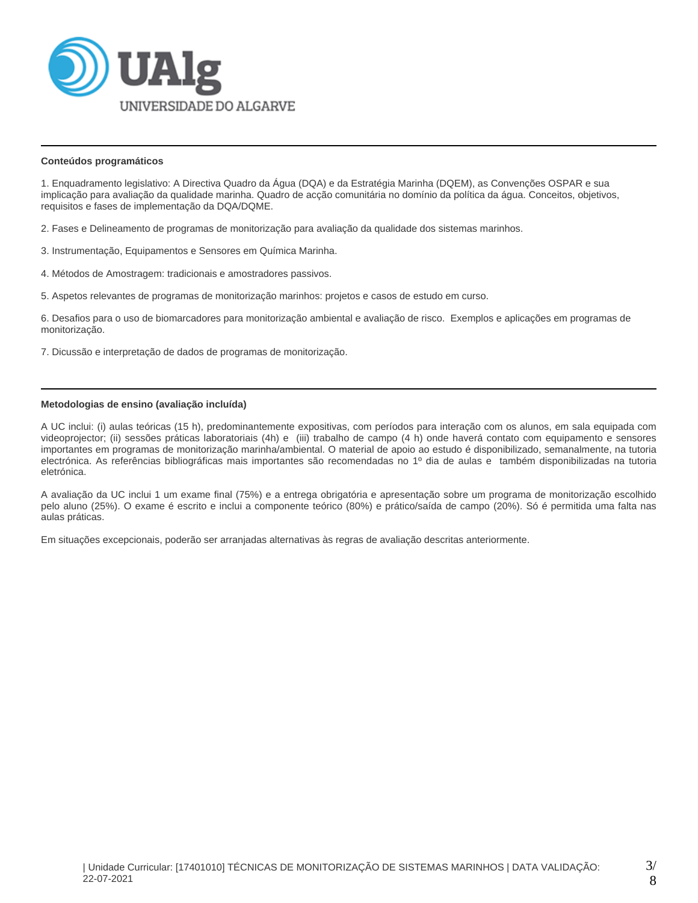## Conteúdos programáticos

1. Enquadramento legislativo: A Directiva Quadro da Água (DQA) e da Estratégia Marinha (DQEM), as Convenções OSPAR e sua implicação para avaliação da qualidade marinha. Quadro de acção comunitária no domínio da política da água. Conceitos, objetivos, requisitos e fases de implementação da DQA/DQME.

2. Fases e Delineamento de programas de monitorização para avaliação da qualidade dos sistemas marinhos.

3. Instrumentação, Equipamentos e Sensores em Química Marinha.

4. Métodos de Amostragem: tradicionais e amostradores passivos.

5. Aspetos relevantes de programas de monitorização marinhos: projetos e casos de estudo em curso.

6. Desafios para o uso de biomarcadores para monitorização ambiental e avaliação de risco. Exemplos e aplicações em programas de monitorização.

7. Dicussão e interpretação de dados de programas de monitorização.

## Metodologias de ensino (avaliação incluída)

A UC inclui: (i) aulas teóricas (15 h), predominantemente expositivas, com períodos para interação com os alunos, em sala equipada com videoprojector; (ii) sessões práticas laboratoriais (4h) e (iii) trabalho de campo (4 h) onde haverá contato com equipamento e sensores importantes em programas de monitorização marinha/ambiental. O material de apoio ao estudo é disponibilizado, semanalmente, na tutoria electrónica. As referências bibliográficas mais importantes são recomendadas no 1º dia de aulas e também disponibilizadas na tutoria eletrónica.

A avaliação da UC inclui 1 um exame final (75%) e a entrega obrigatória e apresentação sobre um programa de monitorização escolhido pelo aluno (25%). O exame é escrito e inclui a componente teórico (80%) e prático/saída de campo (20%). Só é permitida uma falta nas aulas práticas.

Em situações excepcionais, poderão ser arranjadas alternativas às regras de avaliação descritas anteriormente.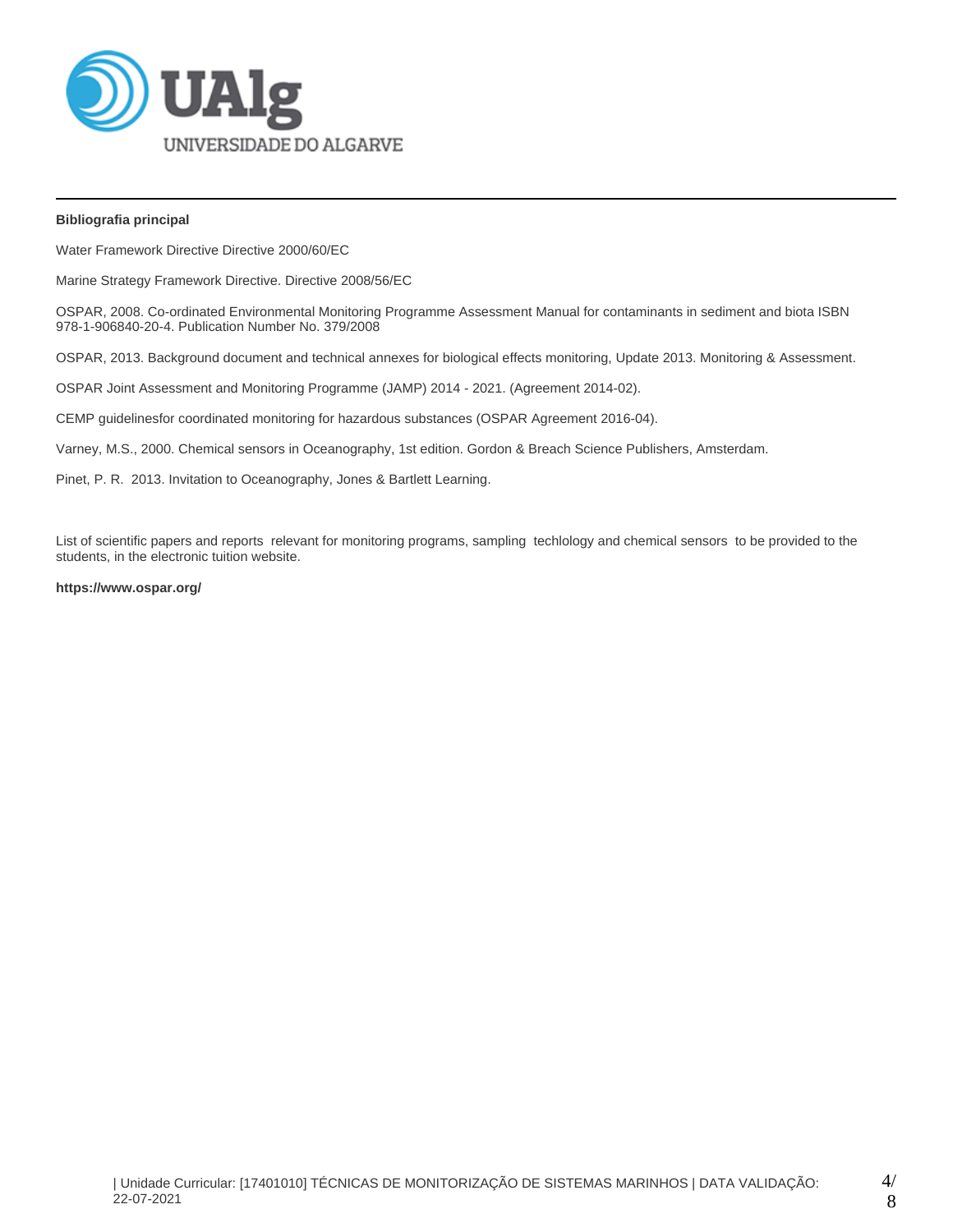**Bibliografia principal**

Water Framework Directive Directive 2000/60/EC

Marine Strategy Framework Directive. Directive 2008/56/EC

OSPAR, 2008. Co-ordinated Environmental Monitoring Programme Assessment Manual for contaminants in sediment and biota ISBN 978-1-906840-20-4. Publication Number No. 379/2008

OSPAR, 2013. Background document and technical annexes for biological effects monitoring, Update 2013. Monitoring & Assessment.

OSPAR Joint Assessment and Monitoring Programme (JAMP) 2014 - 2021. (Agreement 2014-02).

CEMP guidelinesfor coordinated monitoring for hazardous substances (OSPAR Agreement 2016-04).

Varney, M.S., 2000. Chemical sensors in Oceanography, 1st edition. Gordon & Breach Science Publishers, Amsterdam.

Pinet, P. R. 2013. Invitation to Oceanography, Jones & Bartlett Learning.

List of scientific papers and reports relevant for monitoring programs, sampling techlology and chemical sensors to be provided to the students, in the electronic tuition website.

**https://www.ospar.org/**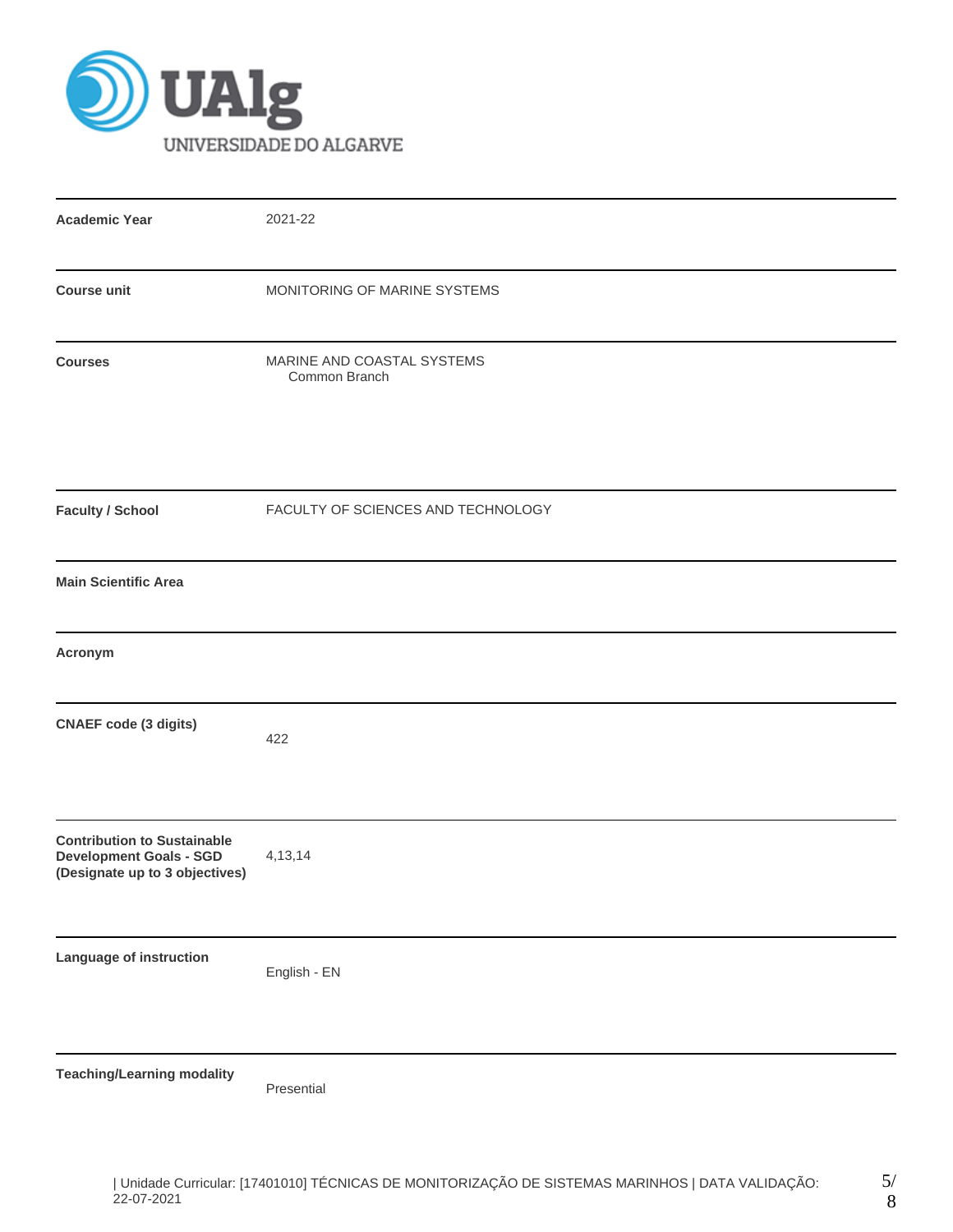| | |
|---|---|
| **Academic Year** | 2021-22 |
| **Course unit** | MONITORING OF MARINE SYSTEMS |
| **Courses** | MARINE AND COASTAL SYSTEMS<br>Common Branch |
| **Faculty / School** | FACULTY OF SCIENCES AND TECHNOLOGY |
| **Main Scientific Area** | |
| **Acronym** | |
| **CNAEF code (3 digits)** | 422 |
| **Contribution to Sustainable Development Goals - SGD (Designate up to 3 objectives)** | 4,13,14 |
| **Language of instruction** | English - EN |
| **Teaching/Learning modality** | Presential |

| Unidade Curricular: [17401010] TÉCNICAS DE MONITORIZAÇÃO DE SISTEMAS MARINHOS | DATA VALIDAÇÃO: 22-07-2021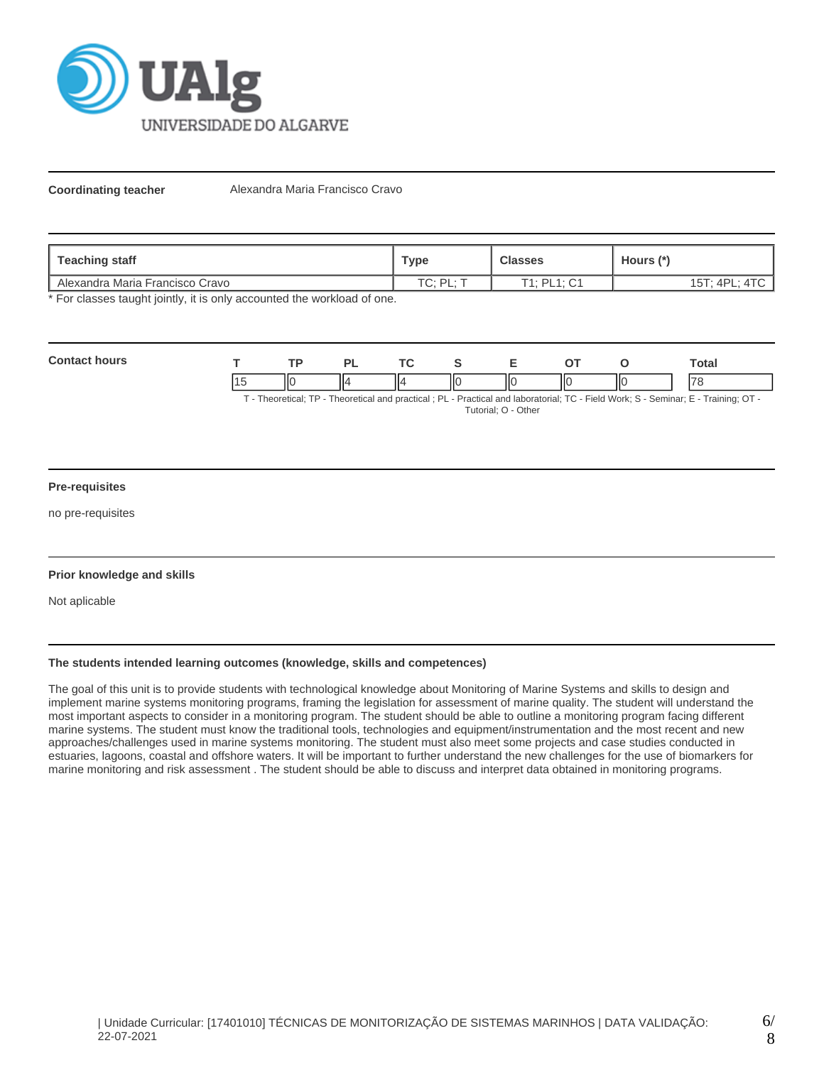**Coordinating teacher** Alexandra Maria Francisco Cravo

| Teaching staff | Type | Classes | Hours (*) |
|---|---|---|---|
| Alexandra Maria Francisco Cravo | TC; PL; T | T1; PL1; C1 | 15T; 4PL; 4TC |

* For classes taught jointly, it is only accounted the workload of one.

**Contact hours**

| T | TP | PL | TC | S | E | OT | O | Total |
|---|---|---|---|---|---|---|---|---|
| 15 | 0 | 4 | 4 | 0 | 0 | 0 | 0 | 78 |

T - Theoretical; TP - Theoretical and practical ; PL - Practical and laboratorial; TC - Field Work; S - Seminar; E - Training; OT - Tutorial; O - Other

### Pre-requisites

no pre-requisites

### Prior knowledge and skills

Not aplicable

### The students intended learning outcomes (knowledge, skills and competences)

The goal of this unit is to provide students with technological knowledge about Monitoring of Marine Systems and skills to design and implement marine systems monitoring programs, framing the legislation for assessment of marine quality. The student will understand the most important aspects to consider in a monitoring program. The student should be able to outline a monitoring program facing different marine systems. The student must know the traditional tools, technologies and equipment/instrumentation and the most recent and new approaches/challenges used in marine systems monitoring. The student must also meet some projects and case studies conducted in estuaries, lagoons, coastal and offshore waters. It will be important to further understand the new challenges for the use of biomarkers for marine monitoring and risk assessment . The student should be able to discuss and interpret data obtained in monitoring programs.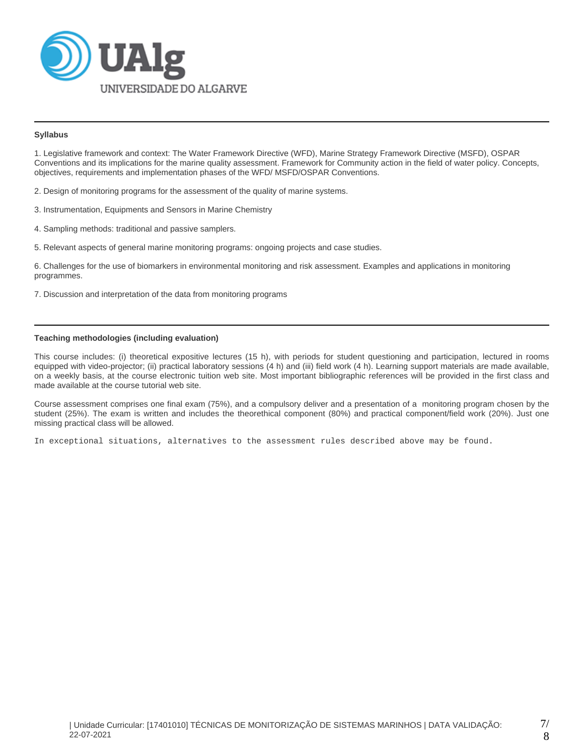**Syllabus**

1. Legislative framework and context: The Water Framework Directive (WFD), Marine Strategy Framework Directive (MSFD), OSPAR Conventions and its implications for the marine quality assessment. Framework for Community action in the field of water policy. Concepts, objectives, requirements and implementation phases of the WFD/ MSFD/OSPAR Conventions.

2. Design of monitoring programs for the assessment of the quality of marine systems.

3. Instrumentation, Equipments and Sensors in Marine Chemistry

4. Sampling methods: traditional and passive samplers.

5. Relevant aspects of general marine monitoring programs: ongoing projects and case studies.

6. Challenges for the use of biomarkers in environmental monitoring and risk assessment. Examples and applications in monitoring programmes.

7. Discussion and interpretation of the data from monitoring programs

**Teaching methodologies (including evaluation)**

This course includes: (i) theoretical expositive lectures (15 h), with periods for student questioning and participation, lectured in rooms equipped with video-projector; (ii) practical laboratory sessions (4 h) and (iii) field work (4 h). Learning support materials are made available, on a weekly basis, at the course electronic tuition web site. Most important bibliographic references will be provided in the first class and made available at the course tutorial web site.

Course assessment comprises one final exam (75%), and a compulsory deliver and a presentation of a monitoring program chosen by the student (25%). The exam is written and includes the theorethical component (80%) and practical component/field work (20%). Just one missing practical class will be allowed.

In exceptional situations, alternatives to the assessment rules described above may be found.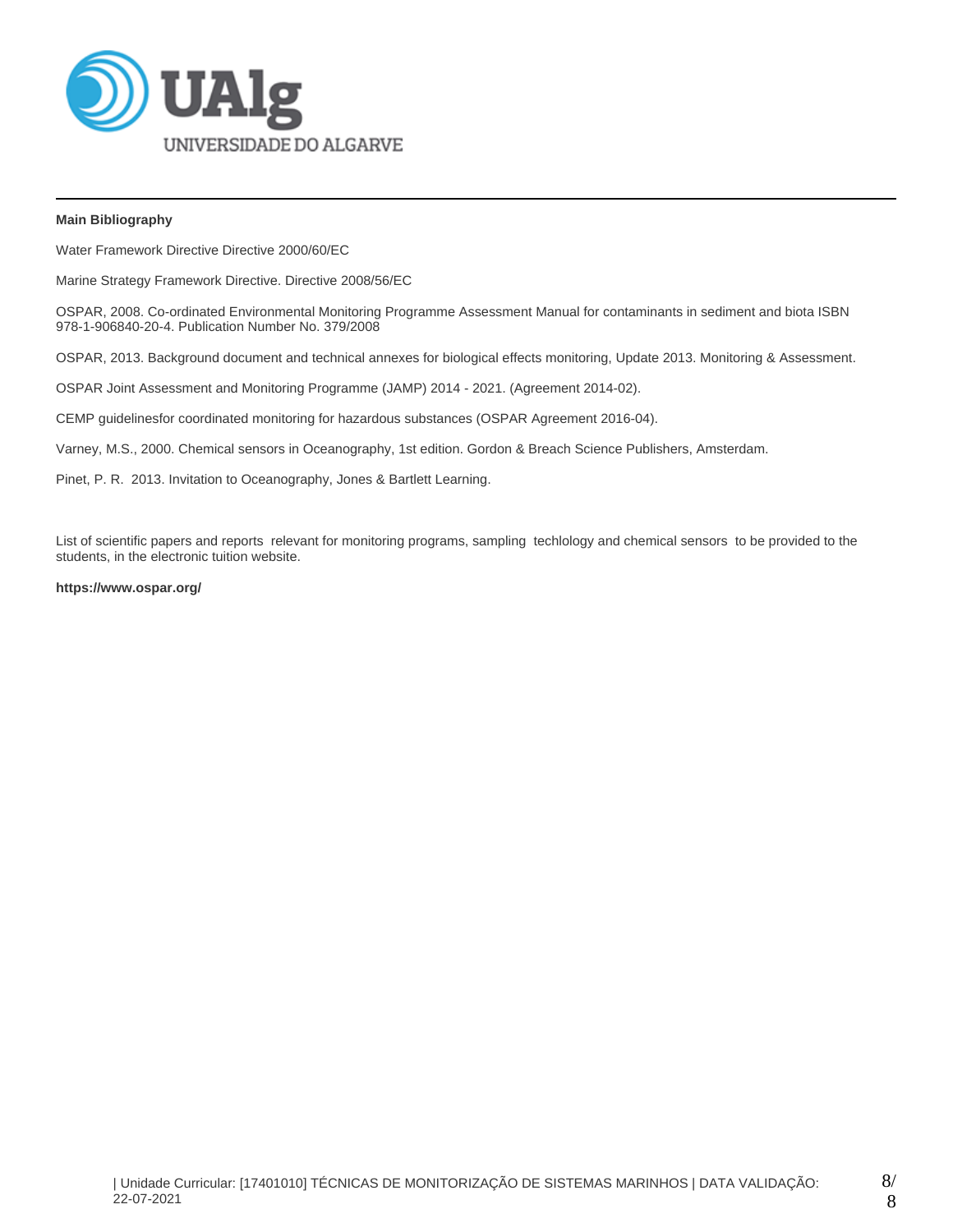**Main Bibliography**

Water Framework Directive Directive 2000/60/EC

Marine Strategy Framework Directive. Directive 2008/56/EC

OSPAR, 2008. Co-ordinated Environmental Monitoring Programme Assessment Manual for contaminants in sediment and biota ISBN 978-1-906840-20-4. Publication Number No. 379/2008

OSPAR, 2013. Background document and technical annexes for biological effects monitoring, Update 2013. Monitoring & Assessment.

OSPAR Joint Assessment and Monitoring Programme (JAMP) 2014 - 2021. (Agreement 2014-02).

CEMP guidelinesfor coordinated monitoring for hazardous substances (OSPAR Agreement 2016-04).

Varney, M.S., 2000. Chemical sensors in Oceanography, 1st edition. Gordon & Breach Science Publishers, Amsterdam.

Pinet, P. R. 2013. Invitation to Oceanography, Jones & Bartlett Learning.

List of scientific papers and reports relevant for monitoring programs, sampling techlology and chemical sensors to be provided to the students, in the electronic tuition website.

**https://www.ospar.org/**